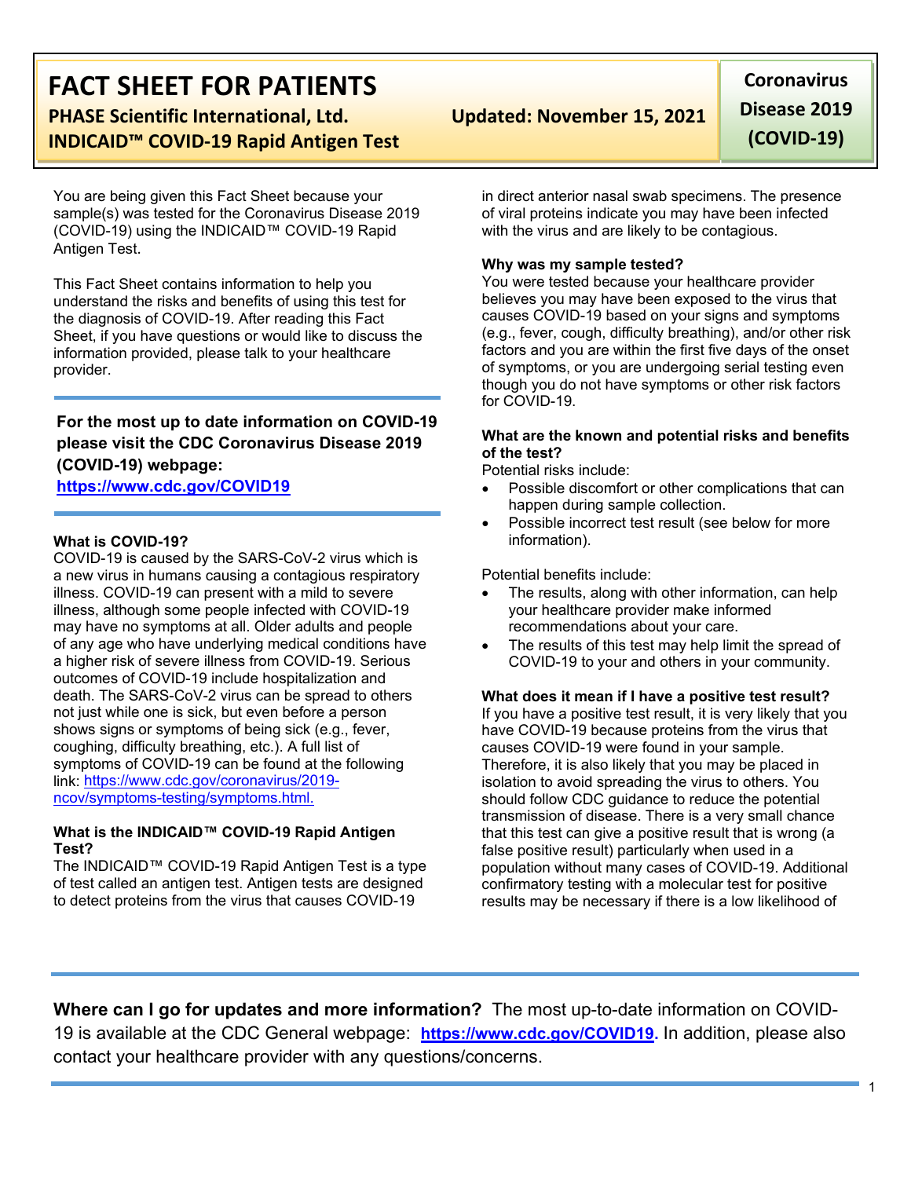# FACT SHEET FOR PATIENTS

**PHASE Scientific International, Ltd.**
**INDICAID™ COVID-19 Rapid Antigen Test**

**Updated: November 15, 2021**

**Coronavirus Disease 2019 (COVID-19)**

You are being given this Fact Sheet because your sample(s) was tested for the Coronavirus Disease 2019 (COVID-19) using the INDICAID™ COVID-19 Rapid Antigen Test.

This Fact Sheet contains information to help you understand the risks and benefits of using this test for the diagnosis of COVID-19. After reading this Fact Sheet, if you have questions or would like to discuss the information provided, please talk to your healthcare provider.

**For the most up to date information on COVID-19 please visit the CDC Coronavirus Disease 2019 (COVID-19) webpage:**
**https://www.cdc.gov/COVID19**

**What is COVID-19?**

COVID-19 is caused by the SARS-CoV-2 virus which is a new virus in humans causing a contagious respiratory illness. COVID-19 can present with a mild to severe illness, although some people infected with COVID-19 may have no symptoms at all. Older adults and people of any age who have underlying medical conditions have a higher risk of severe illness from COVID-19. Serious outcomes of COVID-19 include hospitalization and death. The SARS-CoV-2 virus can be spread to others not just while one is sick, but even before a person shows signs or symptoms of being sick (e.g., fever, coughing, difficulty breathing, etc.). A full list of symptoms of COVID-19 can be found at the following link: https://www.cdc.gov/coronavirus/2019-ncov/symptoms-testing/symptoms.html.

**What is the INDICAID™ COVID-19 Rapid Antigen Test?**

The INDICAID™ COVID-19 Rapid Antigen Test is a type of test called an antigen test. Antigen tests are designed to detect proteins from the virus that causes COVID-19 in direct anterior nasal swab specimens. The presence of viral proteins indicate you may have been infected with the virus and are likely to be contagious.

**Why was my sample tested?**

You were tested because your healthcare provider believes you may have been exposed to the virus that causes COVID-19 based on your signs and symptoms (e.g., fever, cough, difficulty breathing), and/or other risk factors and you are within the first five days of the onset of symptoms, or you are undergoing serial testing even though you do not have symptoms or other risk factors for COVID-19.

**What are the known and potential risks and benefits of the test?**

Potential risks include:

- Possible discomfort or other complications that can happen during sample collection.
- Possible incorrect test result (see below for more information).

Potential benefits include:

- The results, along with other information, can help your healthcare provider make informed recommendations about your care.
- The results of this test may help limit the spread of COVID-19 to your and others in your community.

**What does it mean if I have a positive test result?**

If you have a positive test result, it is very likely that you have COVID-19 because proteins from the virus that causes COVID-19 were found in your sample. Therefore, it is also likely that you may be placed in isolation to avoid spreading the virus to others. You should follow CDC guidance to reduce the potential transmission of disease. There is a very small chance that this test can give a positive result that is wrong (a false positive result) particularly when used in a population without many cases of COVID-19. Additional confirmatory testing with a molecular test for positive results may be necessary if there is a low likelihood of

**Where can I go for updates and more information?** The most up-to-date information on COVID-19 is available at the CDC General webpage: **https://www.cdc.gov/COVID19.** In addition, please also contact your healthcare provider with any questions/concerns.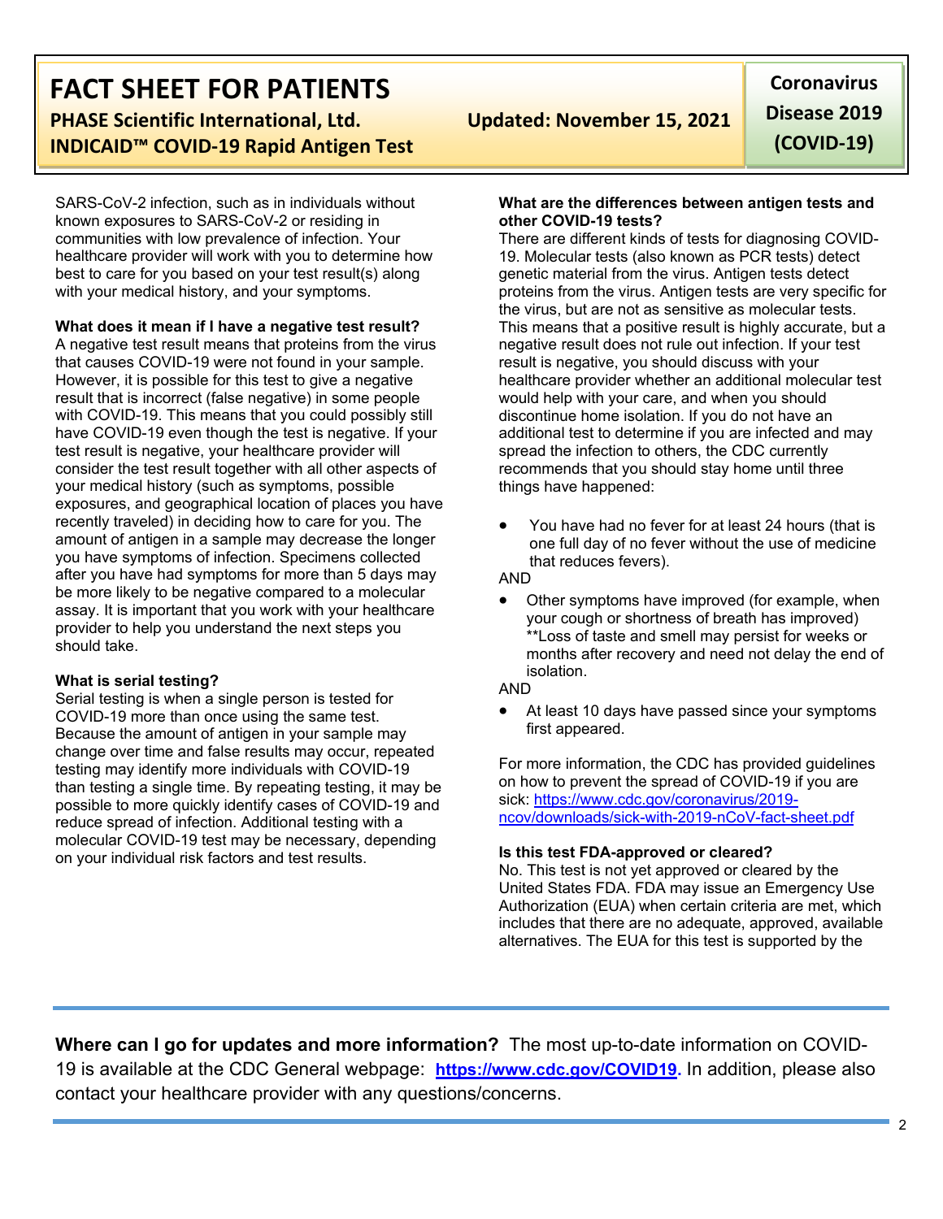SARS-CoV-2 infection, such as in individuals without known exposures to SARS-CoV-2 or residing in communities with low prevalence of infection. Your healthcare provider will work with you to determine how best to care for you based on your test result(s) along with your medical history, and your symptoms.

**What does it mean if I have a negative test result?**
A negative test result means that proteins from the virus that causes COVID-19 were not found in your sample. However, it is possible for this test to give a negative result that is incorrect (false negative) in some people with COVID-19. This means that you could possibly still have COVID-19 even though the test is negative. If your test result is negative, your healthcare provider will consider the test result together with all other aspects of your medical history (such as symptoms, possible exposures, and geographical location of places you have recently traveled) in deciding how to care for you. The amount of antigen in a sample may decrease the longer you have symptoms of infection. Specimens collected after you have had symptoms for more than 5 days may be more likely to be negative compared to a molecular assay. It is important that you work with your healthcare provider to help you understand the next steps you should take.

**What is serial testing?**
Serial testing is when a single person is tested for COVID-19 more than once using the same test. Because the amount of antigen in your sample may change over time and false results may occur, repeated testing may identify more individuals with COVID-19 than testing a single time. By repeating testing, it may be possible to more quickly identify cases of COVID-19 and reduce spread of infection. Additional testing with a molecular COVID-19 test may be necessary, depending on your individual risk factors and test results.

**What are the differences between antigen tests and other COVID-19 tests?**
There are different kinds of tests for diagnosing COVID-19. Molecular tests (also known as PCR tests) detect genetic material from the virus. Antigen tests detect proteins from the virus. Antigen tests are very specific for the virus, but are not as sensitive as molecular tests. This means that a positive result is highly accurate, but a negative result does not rule out infection. If your test result is negative, you should discuss with your healthcare provider whether an additional molecular test would help with your care, and when you should discontinue home isolation. If you do not have an additional test to determine if you are infected and may spread the infection to others, the CDC currently recommends that you should stay home until three things have happened:

- You have had no fever for at least 24 hours (that is one full day of no fever without the use of medicine that reduces fevers).

AND

- Other symptoms have improved (for example, when your cough or shortness of breath has improved) **Loss of taste and smell may persist for weeks or months after recovery and need not delay the end of isolation.

AND

- At least 10 days have passed since your symptoms first appeared.

For more information, the CDC has provided guidelines on how to prevent the spread of COVID-19 if you are sick: https://www.cdc.gov/coronavirus/2019-ncov/downloads/sick-with-2019-nCoV-fact-sheet.pdf

**Is this test FDA-approved or cleared?**
No. This test is not yet approved or cleared by the United States FDA. FDA may issue an Emergency Use Authorization (EUA) when certain criteria are met, which includes that there are no adequate, approved, available alternatives. The EUA for this test is supported by the

---

**Where can I go for updates and more information?** The most up-to-date information on COVID-19 is available at the CDC General webpage: **https://www.cdc.gov/COVID19.** In addition, please also contact your healthcare provider with any questions/concerns.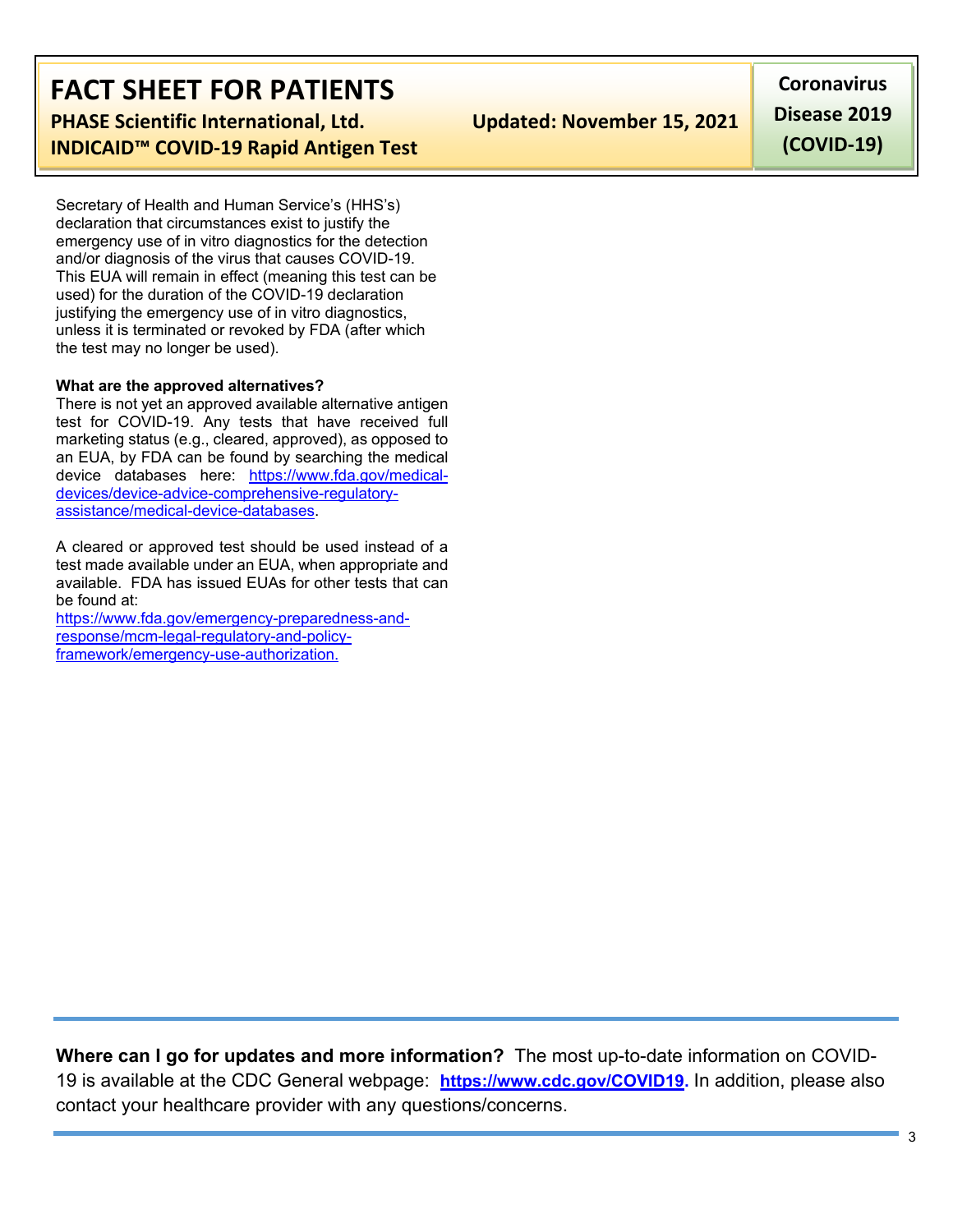Secretary of Health and Human Service's (HHS's) declaration that circumstances exist to justify the emergency use of in vitro diagnostics for the detection and/or diagnosis of the virus that causes COVID-19. This EUA will remain in effect (meaning this test can be used) for the duration of the COVID-19 declaration justifying the emergency use of in vitro diagnostics, unless it is terminated or revoked by FDA (after which the test may no longer be used).

**What are the approved alternatives?**

There is not yet an approved available alternative antigen test for COVID-19. Any tests that have received full marketing status (e.g., cleared, approved), as opposed to an EUA, by FDA can be found by searching the medical device databases here: https://www.fda.gov/medical-devices/device-advice-comprehensive-regulatory-assistance/medical-device-databases.

A cleared or approved test should be used instead of a test made available under an EUA, when appropriate and available. FDA has issued EUAs for other tests that can be found at:
https://www.fda.gov/emergency-preparedness-and-response/mcm-legal-regulatory-and-policy-framework/emergency-use-authorization.

---

**Where can I go for updates and more information?** The most up-to-date information on COVID-19 is available at the CDC General webpage: **https://www.cdc.gov/COVID19.** In addition, please also contact your healthcare provider with any questions/concerns.